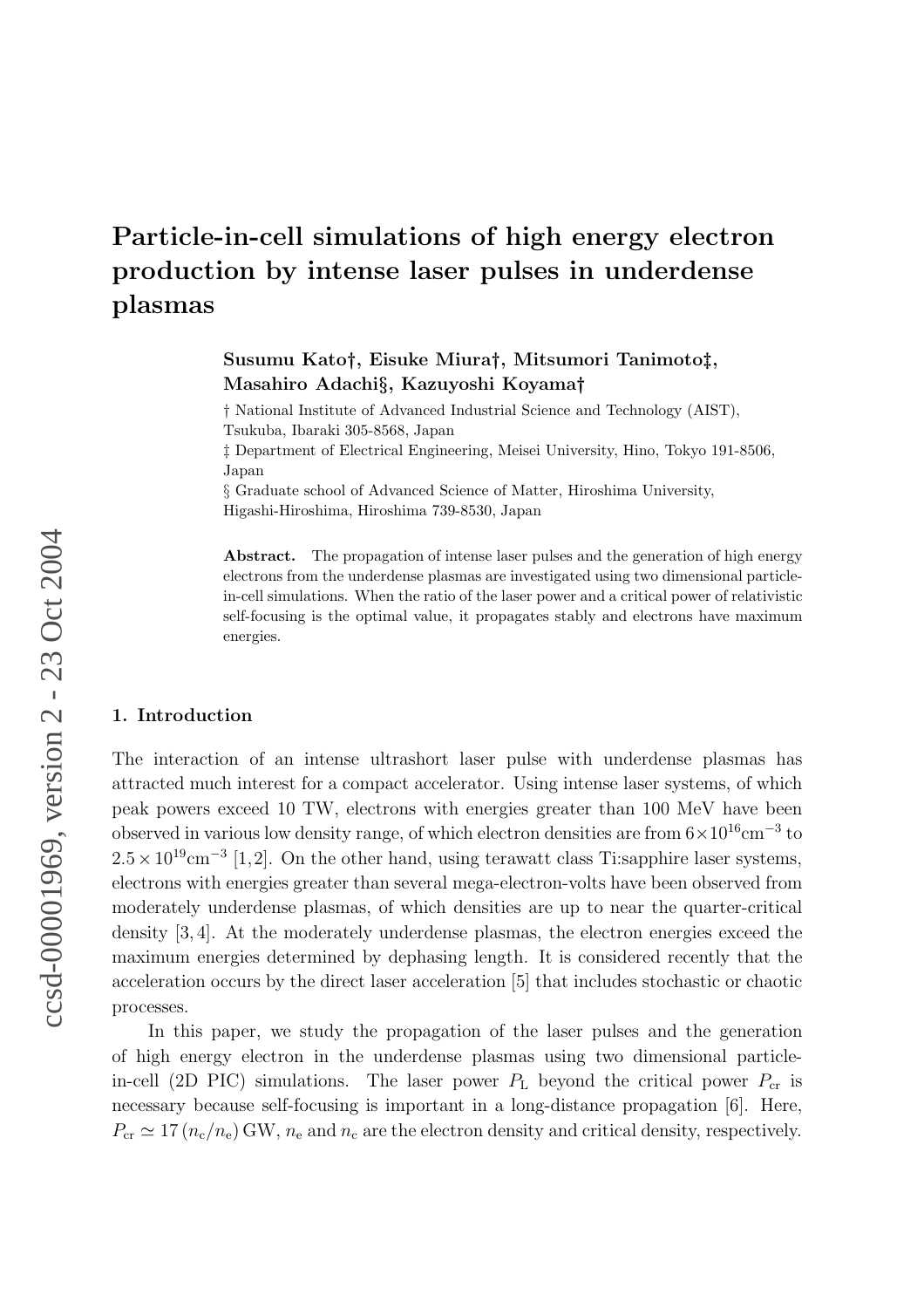# Particle-in-cell simulations of high energy electron production by intense laser pulses in underdense plasmas

**Susumu Kato†, Eisuke Miura†, Mitsumori Tanimoto‡, Masahiro Adachi§, Kazuyoshi Koyama†**

† National Institute of Advanced Industrial Science and Technology (AIST), Tsukuba, Ibaraki 305-8568, Japan

‡ Department of Electrical Engineering, Meisei University, Hino, Tokyo 191-8506, Japan

§ Graduate school of Advanced Science of Matter, Hiroshima University, Higashi-Hiroshima, Hiroshima 739-8530, Japan

**Abstract.** The propagation of intense laser pulses and the generation of high energy electrons from the underdense plasmas are investigated using two dimensional particle-in-cell simulations. When the ratio of the laser power and a critical power of relativistic self-focusing is the optimal value, it propagates stably and electrons have maximum energies.

## 1. Introduction

The interaction of an intense ultrashort laser pulse with underdense plasmas has attracted much interest for a compact accelerator. Using intense laser systems, of which peak powers exceed 10 TW, electrons with energies greater than 100 MeV have been observed in various low density range, of which electron densities are from $6\times10^{16}\text{cm}^{-3}$ to $2.5\times10^{19}\text{cm}^{-3}$ [1,2]. On the other hand, using terawatt class Ti:sapphire laser systems, electrons with energies greater than several mega-electron-volts have been observed from moderately underdense plasmas, of which densities are up to near the quarter-critical density [3,4]. At the moderately underdense plasmas, the electron energies exceed the maximum energies determined by dephasing length. It is considered recently that the acceleration occurs by the direct laser acceleration [5] that includes stochastic or chaotic processes.

In this paper, we study the propagation of the laser pulses and the generation of high energy electron in the underdense plasmas using two dimensional particle-in-cell (2D PIC) simulations. The laser power $P_{\text{L}}$ beyond the critical power $P_{\text{cr}}$ is necessary because self-focusing is important in a long-distance propagation [6]. Here, $P_{\text{cr}} \simeq 17\,(n_{\text{c}}/n_{\text{e}})\,\text{GW}$, $n_{\text{e}}$ and $n_{\text{c}}$ are the electron density and critical density, respectively.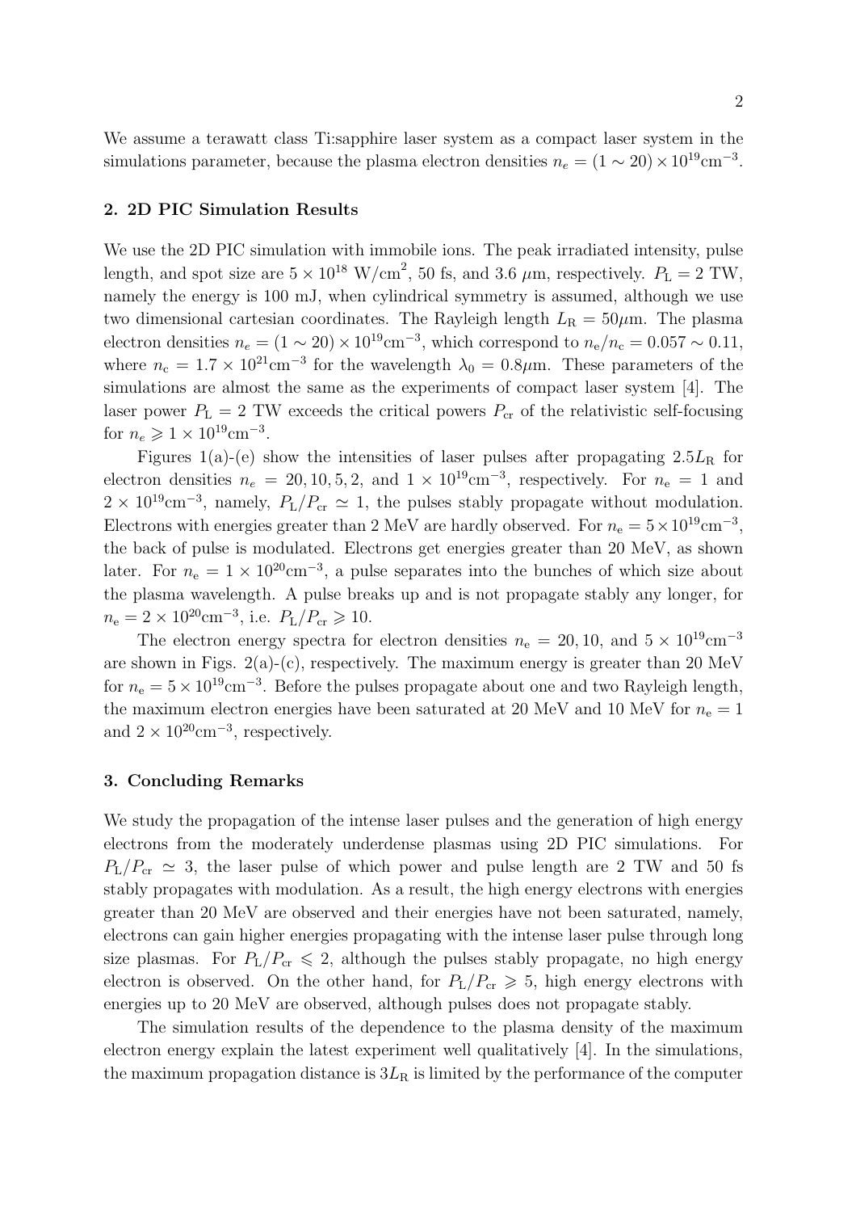We assume a terawatt class Ti:sapphire laser system as a compact laser system in the simulations parameter, because the plasma electron densities $n_e = (1 \sim 20) \times 10^{19}\text{cm}^{-3}$.

## 2. 2D PIC Simulation Results

We use the 2D PIC simulation with immobile ions. The peak irradiated intensity, pulse length, and spot size are $5 \times 10^{18}$ W/cm$^2$, 50 fs, and 3.6 $\mu$m, respectively. $P_\text{L} = 2$ TW, namely the energy is 100 mJ, when cylindrical symmetry is assumed, although we use two dimensional cartesian coordinates. The Rayleigh length $L_\text{R} = 50\mu$m. The plasma electron densities $n_e = (1 \sim 20) \times 10^{19}\text{cm}^{-3}$, which correspond to $n_\text{e}/n_\text{c} = 0.057 \sim 0.11$, where $n_\text{c} = 1.7 \times 10^{21}\text{cm}^{-3}$ for the wavelength $\lambda_0 = 0.8\mu$m. These parameters of the simulations are almost the same as the experiments of compact laser system [4]. The laser power $P_\text{L} = 2$ TW exceeds the critical powers $P_\text{cr}$ of the relativistic self-focusing for $n_e \geqslant 1 \times 10^{19}\text{cm}^{-3}$.

Figures 1(a)-(e) show the intensities of laser pulses after propagating $2.5L_\text{R}$ for electron densities $n_\text{e} = 20, 10, 5, 2,$ and $1 \times 10^{19}\text{cm}^{-3}$, respectively. For $n_\text{e} = 1$ and $2 \times 10^{19}\text{cm}^{-3}$, namely, $P_\text{L}/P_\text{cr} \simeq 1$, the pulses stably propagate without modulation. Electrons with energies greater than 2 MeV are hardly observed. For $n_\text{e} = 5 \times 10^{19}\text{cm}^{-3}$, the back of pulse is modulated. Electrons get energies greater than 20 MeV, as shown later. For $n_\text{e} = 1 \times 10^{20}\text{cm}^{-3}$, a pulse separates into the bunches of which size about the plasma wavelength. A pulse breaks up and is not propagate stably any longer, for $n_\text{e} = 2 \times 10^{20}\text{cm}^{-3}$, i.e. $P_\text{L}/P_\text{cr} \geqslant 10$.

The electron energy spectra for electron densities $n_\text{e} = 20, 10,$ and $5 \times 10^{19}\text{cm}^{-3}$ are shown in Figs. 2(a)-(c), respectively. The maximum energy is greater than 20 MeV for $n_\text{e} = 5 \times 10^{19}\text{cm}^{-3}$. Before the pulses propagate about one and two Rayleigh length, the maximum electron energies have been saturated at 20 MeV and 10 MeV for $n_\text{e} = 1$ and $2 \times 10^{20}\text{cm}^{-3}$, respectively.

## 3. Concluding Remarks

We study the propagation of the intense laser pulses and the generation of high energy electrons from the moderately underdense plasmas using 2D PIC simulations. For $P_\text{L}/P_\text{cr} \simeq 3$, the laser pulse of which power and pulse length are 2 TW and 50 fs stably propagates with modulation. As a result, the high energy electrons with energies greater than 20 MeV are observed and their energies have not been saturated, namely, electrons can gain higher energies propagating with the intense laser pulse through long size plasmas. For $P_\text{L}/P_\text{cr} \leqslant 2$, although the pulses stably propagate, no high energy electron is observed. On the other hand, for $P_\text{L}/P_\text{cr} \geqslant 5$, high energy electrons with energies up to 20 MeV are observed, although pulses does not propagate stably.

The simulation results of the dependence to the plasma density of the maximum electron energy explain the latest experiment well qualitatively [4]. In the simulations, the maximum propagation distance is $3L_\text{R}$ is limited by the performance of the computer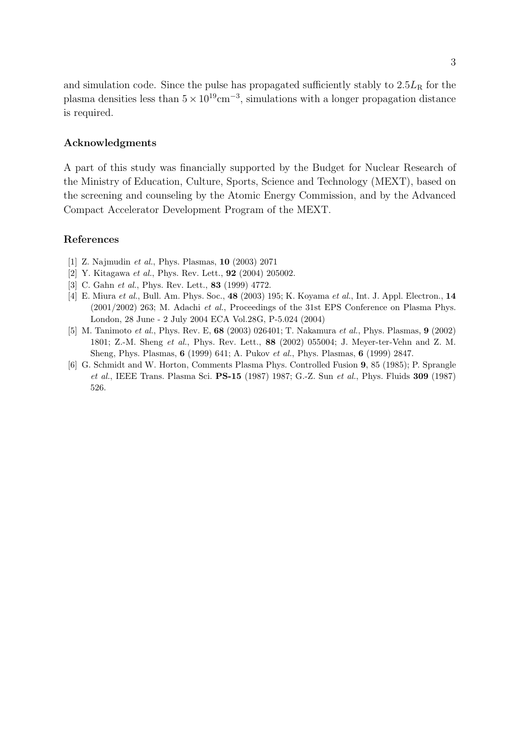and simulation code. Since the pulse has propagated sufficiently stably to $2.5L_{\mathrm{R}}$ for the plasma densities less than $5 \times 10^{19}\mathrm{cm}^{-3}$, simulations with a longer propagation distance is required.

## Acknowledgments

A part of this study was financially supported by the Budget for Nuclear Research of the Ministry of Education, Culture, Sports, Science and Technology (MEXT), based on the screening and counseling by the Atomic Energy Commission, and by the Advanced Compact Accelerator Development Program of the MEXT.

## References

[1] Z. Najmudin *et al.*, Phys. Plasmas, **10** (2003) 2071

[2] Y. Kitagawa *et al.*, Phys. Rev. Lett., **92** (2004) 205002.

[3] C. Gahn *et al.*, Phys. Rev. Lett., **83** (1999) 4772.

[4] E. Miura *et al.*, Bull. Am. Phys. Soc., **48** (2003) 195; K. Koyama *et al.*, Int. J. Appl. Electron., **14** (2001/2002) 263; M. Adachi *et al.*, Proceedings of the 31st EPS Conference on Plasma Phys. London, 28 June - 2 July 2004 ECA Vol.28G, P-5.024 (2004)

[5] M. Tanimoto *et al.*, Phys. Rev. E, **68** (2003) 026401; T. Nakamura *et al.*, Phys. Plasmas, **9** (2002) 1801; Z.-M. Sheng *et al.*, Phys. Rev. Lett., **88** (2002) 055004; J. Meyer-ter-Vehn and Z. M. Sheng, Phys. Plasmas, **6** (1999) 641; A. Pukov *et al.*, Phys. Plasmas, **6** (1999) 2847.

[6] G. Schmidt and W. Horton, Comments Plasma Phys. Controlled Fusion **9**, 85 (1985); P. Sprangle *et al.*, IEEE Trans. Plasma Sci. **PS-15** (1987) 1987; G.-Z. Sun *et al.*, Phys. Fluids **309** (1987) 526.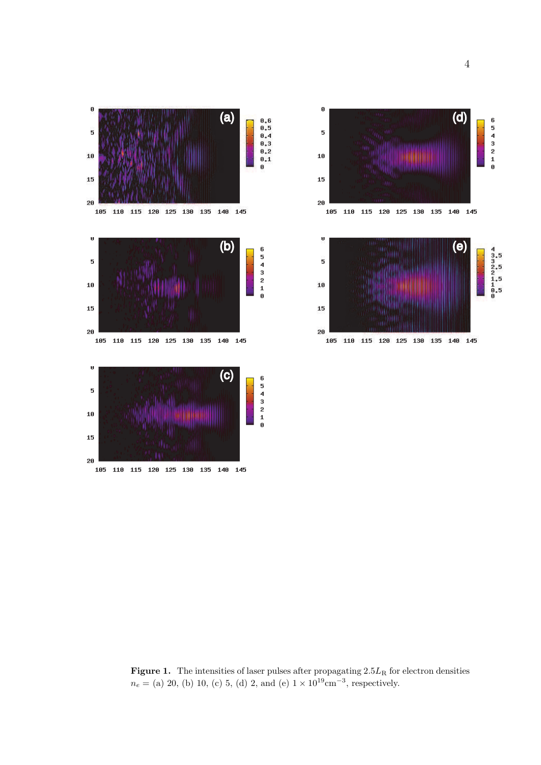**Figure 1.** The intensities of laser pulses after propagating $2.5L_{\rm R}$ for electron densities $n_e =$ (a) 20, (b) 10, (c) 5, (d) 2, and (e) $1 \times 10^{19}{\rm cm}^{-3}$, respectively.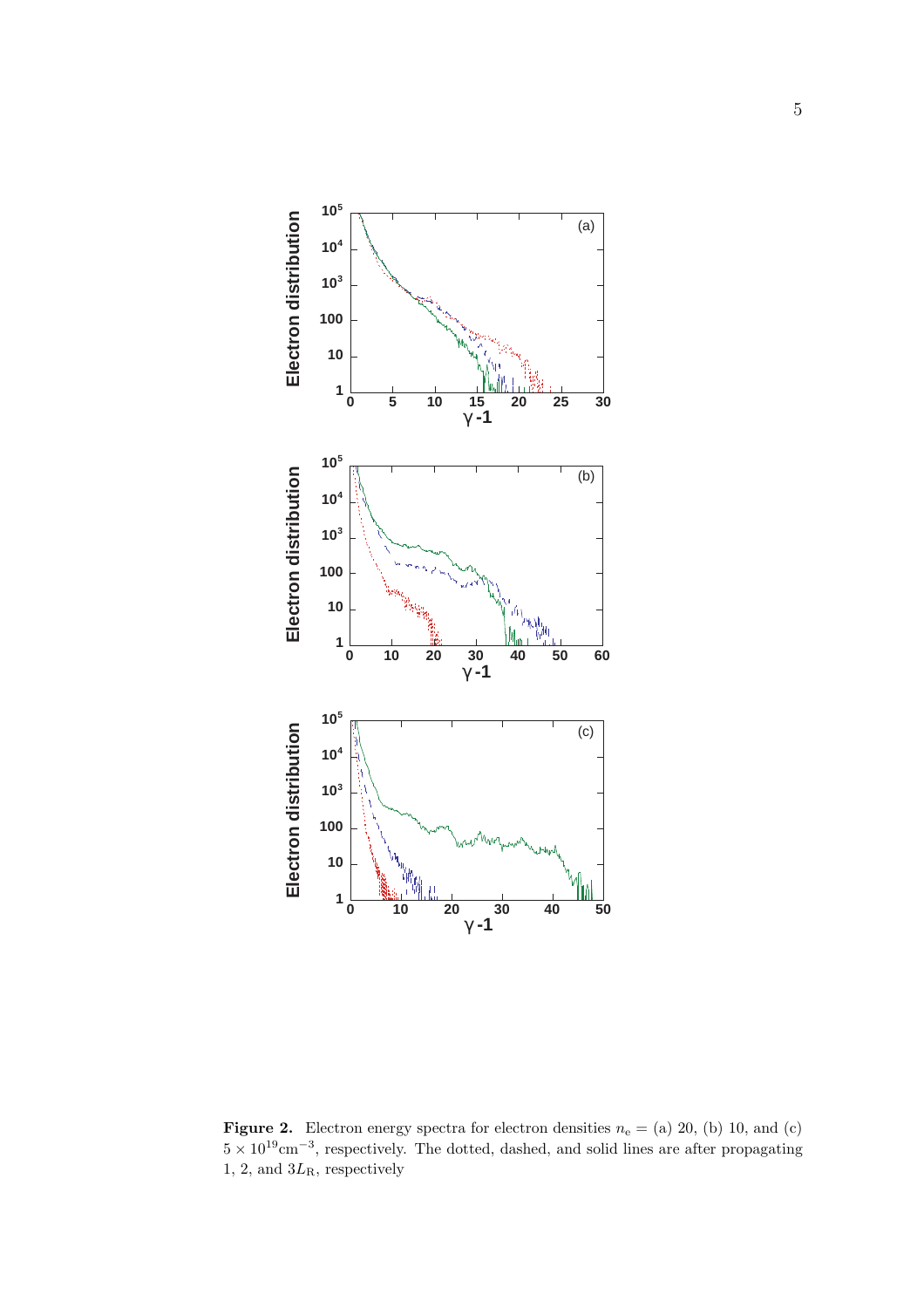Electron distribution

10^5

10^4

10^3

100

10

1

0 5 10 15 20 25 30

γ -1

(a)

Electron distribution

10^5

10^4

10^3

100

10

1

0 10 20 30 40 50 60

γ -1

(b)

Electron distribution

10^5

10^4

10^3

100

10

1

0 10 20 30 40 50

γ -1

(c)

**Figure 2.** Electron energy spectra for electron densities $n_{\rm e}$ = (a) 20, (b) 10, and (c) $5 \times 10^{19}{\rm cm}^{-3}$, respectively. The dotted, dashed, and solid lines are after propagating 1, 2, and $3L_{\rm R}$, respectively